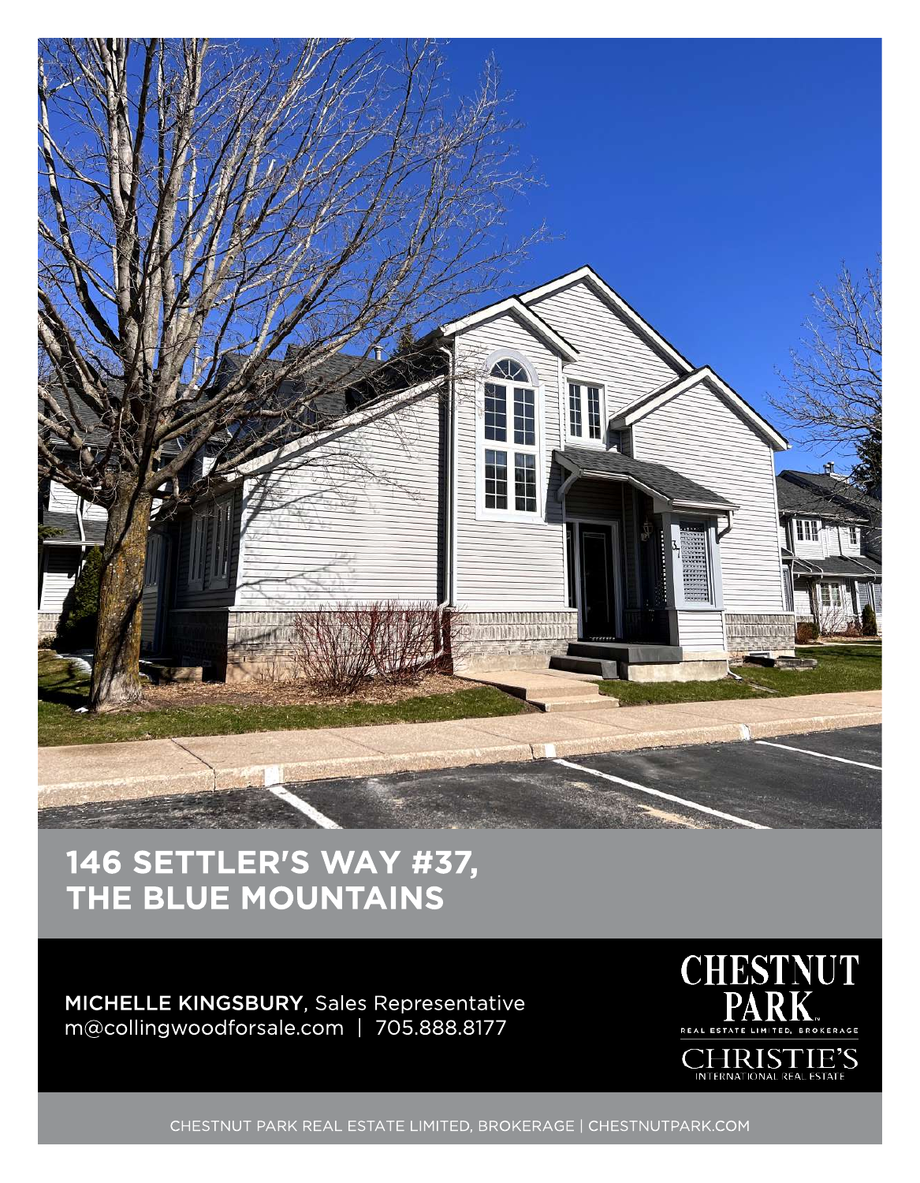# 146 SETTLER'S WAY #37, THE BLUE MOUNTAINS

**MICHELLE KINGSBURY**, Sales Representative
m@collingwoodforsale.com | 705.888.8177

CHESTNUT PARK
REAL ESTATE LIMITED, BROKERAGE
CHRISTIE'S
INTERNATIONAL REAL ESTATE

CHESTNUT PARK REAL ESTATE LIMITED, BROKERAGE | CHESTNUTPARK.COM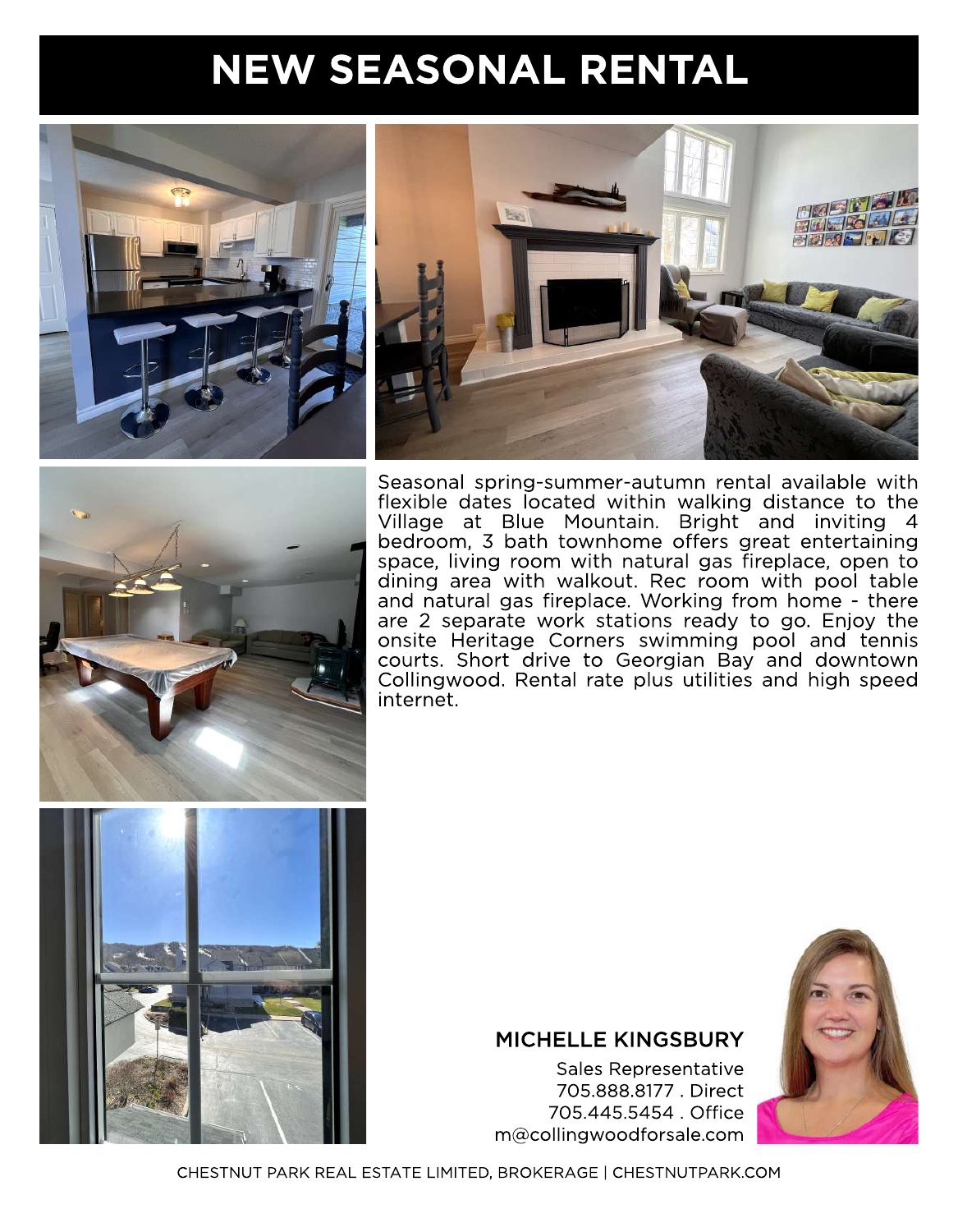# NEW SEASONAL RENTAL

Seasonal spring-summer-autumn rental available with flexible dates located within walking distance to the Village at Blue Mountain. Bright and inviting 4 bedroom, 3 bath townhome offers great entertaining space, living room with natural gas fireplace, open to dining area with walkout. Rec room with pool table and natural gas fireplace. Working from home - there are 2 separate work stations ready to go. Enjoy the onsite Heritage Corners swimming pool and tennis courts. Short drive to Georgian Bay and downtown Collingwood. Rental rate plus utilities and high speed internet.

**MICHELLE KINGSBURY**

Sales Representative
705.888.8177 . Direct
705.445.5454 . Office
m@collingwoodforsale.com

CHESTNUT PARK REAL ESTATE LIMITED, BROKERAGE | CHESTNUTPARK.COM